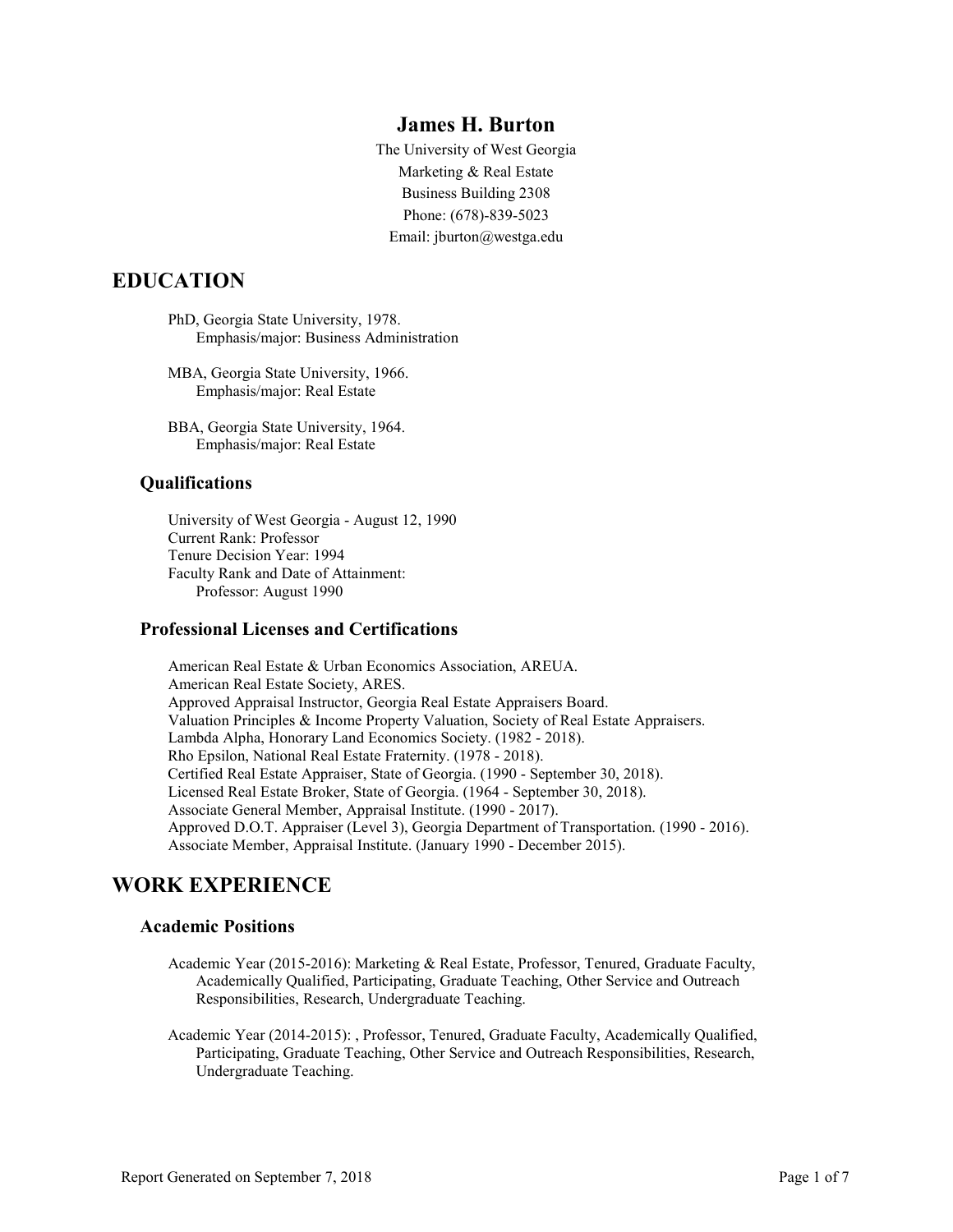# James H. Burton

The University of West Georgia
Marketing & Real Estate
Business Building 2308
Phone: (678)-839-5023
Email: jburton@westga.edu

## EDUCATION

PhD, Georgia State University, 1978.
Emphasis/major: Business Administration

MBA, Georgia State University, 1966.
Emphasis/major: Real Estate

BBA, Georgia State University, 1964.
Emphasis/major: Real Estate

### Qualifications

University of West Georgia - August 12, 1990
Current Rank: Professor
Tenure Decision Year: 1994
Faculty Rank and Date of Attainment:
Professor: August 1990

### Professional Licenses and Certifications

American Real Estate & Urban Economics Association, AREUA.
American Real Estate Society, ARES.
Approved Appraisal Instructor, Georgia Real Estate Appraisers Board.
Valuation Principles & Income Property Valuation, Society of Real Estate Appraisers.
Lambda Alpha, Honorary Land Economics Society. (1982 - 2018).
Rho Epsilon, National Real Estate Fraternity. (1978 - 2018).
Certified Real Estate Appraiser, State of Georgia. (1990 - September 30, 2018).
Licensed Real Estate Broker, State of Georgia. (1964 - September 30, 2018).
Associate General Member, Appraisal Institute. (1990 - 2017).
Approved D.O.T. Appraiser (Level 3), Georgia Department of Transportation. (1990 - 2016).
Associate Member, Appraisal Institute. (January 1990 - December 2015).

## WORK EXPERIENCE

### Academic Positions

Academic Year (2015-2016): Marketing & Real Estate, Professor, Tenured, Graduate Faculty, Academically Qualified, Participating, Graduate Teaching, Other Service and Outreach Responsibilities, Research, Undergraduate Teaching.

Academic Year (2014-2015): , Professor, Tenured, Graduate Faculty, Academically Qualified, Participating, Graduate Teaching, Other Service and Outreach Responsibilities, Research, Undergraduate Teaching.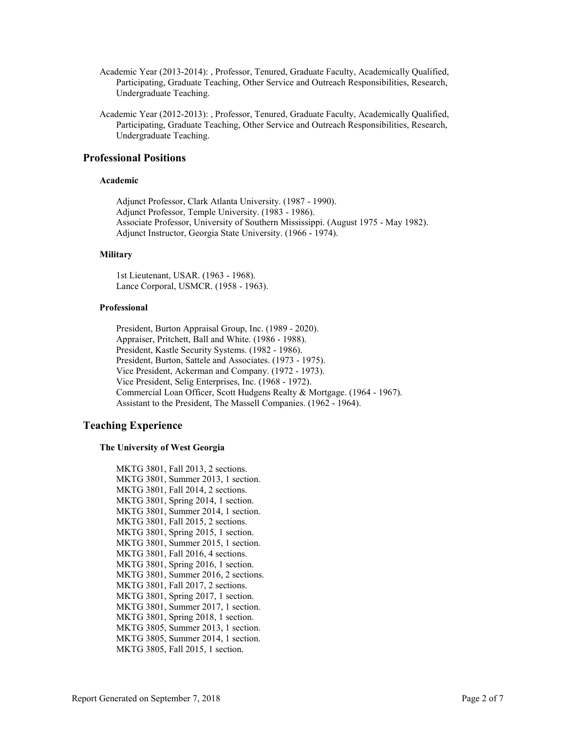Academic Year (2013-2014): , Professor, Tenured, Graduate Faculty, Academically Qualified, Participating, Graduate Teaching, Other Service and Outreach Responsibilities, Research, Undergraduate Teaching.

Academic Year (2012-2013): , Professor, Tenured, Graduate Faculty, Academically Qualified, Participating, Graduate Teaching, Other Service and Outreach Responsibilities, Research, Undergraduate Teaching.

## Professional Positions

### Academic

Adjunct Professor, Clark Atlanta University. (1987 - 1990).
Adjunct Professor, Temple University. (1983 - 1986).
Associate Professor, University of Southern Mississippi. (August 1975 - May 1982).
Adjunct Instructor, Georgia State University. (1966 - 1974).

### Military

1st Lieutenant, USAR. (1963 - 1968).
Lance Corporal, USMCR. (1958 - 1963).

### Professional

President, Burton Appraisal Group, Inc. (1989 - 2020).
Appraiser, Pritchett, Ball and White. (1986 - 1988).
President, Kastle Security Systems. (1982 - 1986).
President, Burton, Sattele and Associates. (1973 - 1975).
Vice President, Ackerman and Company. (1972 - 1973).
Vice President, Selig Enterprises, Inc. (1968 - 1972).
Commercial Loan Officer, Scott Hudgens Realty & Mortgage. (1964 - 1967).
Assistant to the President, The Massell Companies. (1962 - 1964).

## Teaching Experience

### The University of West Georgia

MKTG 3801, Fall 2013, 2 sections.
MKTG 3801, Summer 2013, 1 section.
MKTG 3801, Fall 2014, 2 sections.
MKTG 3801, Spring 2014, 1 section.
MKTG 3801, Summer 2014, 1 section.
MKTG 3801, Fall 2015, 2 sections.
MKTG 3801, Spring 2015, 1 section.
MKTG 3801, Summer 2015, 1 section.
MKTG 3801, Fall 2016, 4 sections.
MKTG 3801, Spring 2016, 1 section.
MKTG 3801, Summer 2016, 2 sections.
MKTG 3801, Fall 2017, 2 sections.
MKTG 3801, Spring 2017, 1 section.
MKTG 3801, Summer 2017, 1 section.
MKTG 3801, Spring 2018, 1 section.
MKTG 3805, Summer 2013, 1 section.
MKTG 3805, Summer 2014, 1 section.
MKTG 3805, Fall 2015, 1 section.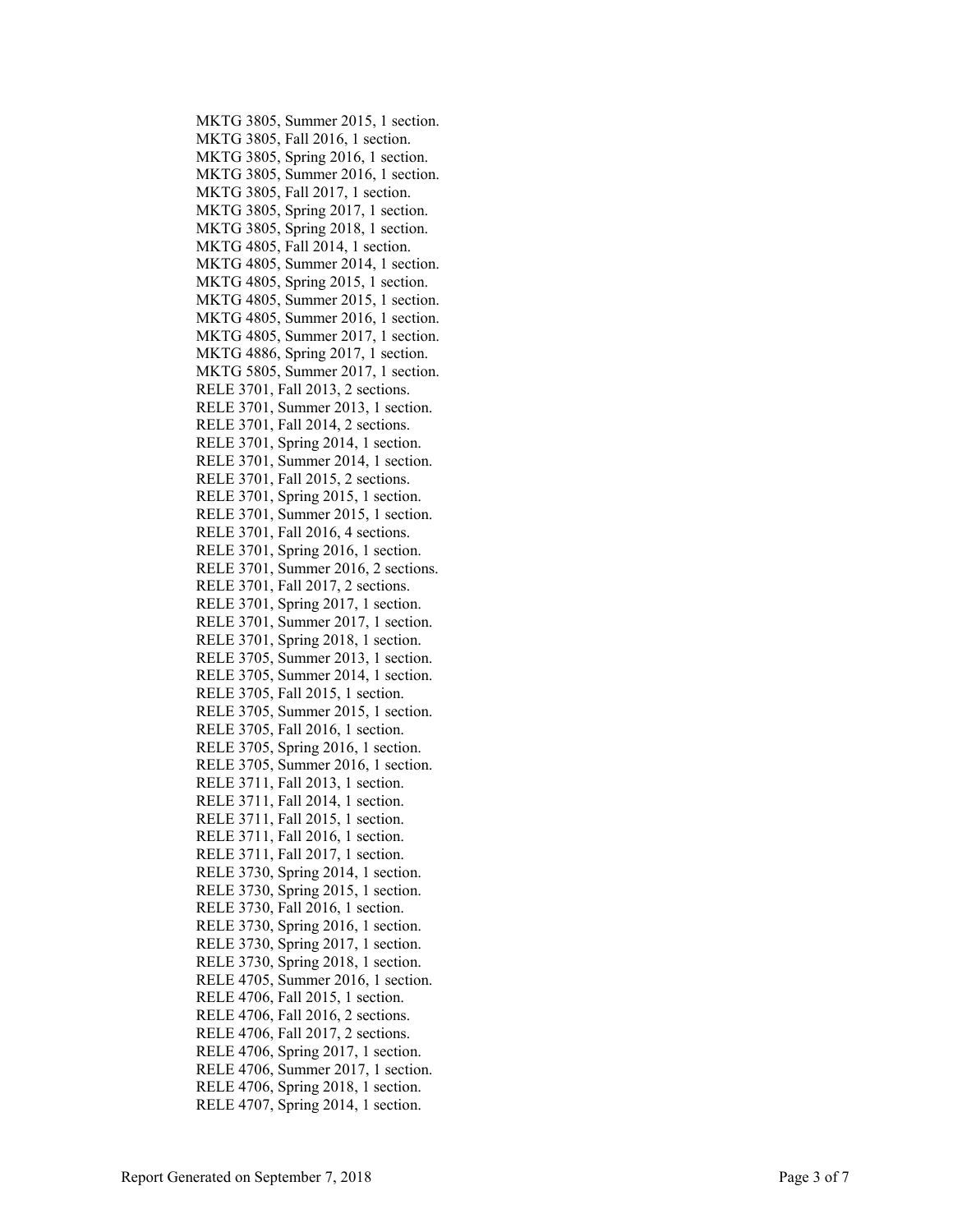MKTG 3805, Summer 2015, 1 section.
MKTG 3805, Fall 2016, 1 section.
MKTG 3805, Spring 2016, 1 section.
MKTG 3805, Summer 2016, 1 section.
MKTG 3805, Fall 2017, 1 section.
MKTG 3805, Spring 2017, 1 section.
MKTG 3805, Spring 2018, 1 section.
MKTG 4805, Fall 2014, 1 section.
MKTG 4805, Summer 2014, 1 section.
MKTG 4805, Spring 2015, 1 section.
MKTG 4805, Summer 2015, 1 section.
MKTG 4805, Summer 2016, 1 section.
MKTG 4805, Summer 2017, 1 section.
MKTG 4886, Spring 2017, 1 section.
MKTG 5805, Summer 2017, 1 section.
RELE 3701, Fall 2013, 2 sections.
RELE 3701, Summer 2013, 1 section.
RELE 3701, Fall 2014, 2 sections.
RELE 3701, Spring 2014, 1 section.
RELE 3701, Summer 2014, 1 section.
RELE 3701, Fall 2015, 2 sections.
RELE 3701, Spring 2015, 1 section.
RELE 3701, Summer 2015, 1 section.
RELE 3701, Fall 2016, 4 sections.
RELE 3701, Spring 2016, 1 section.
RELE 3701, Summer 2016, 2 sections.
RELE 3701, Fall 2017, 2 sections.
RELE 3701, Spring 2017, 1 section.
RELE 3701, Summer 2017, 1 section.
RELE 3701, Spring 2018, 1 section.
RELE 3705, Summer 2013, 1 section.
RELE 3705, Summer 2014, 1 section.
RELE 3705, Fall 2015, 1 section.
RELE 3705, Summer 2015, 1 section.
RELE 3705, Fall 2016, 1 section.
RELE 3705, Spring 2016, 1 section.
RELE 3705, Summer 2016, 1 section.
RELE 3711, Fall 2013, 1 section.
RELE 3711, Fall 2014, 1 section.
RELE 3711, Fall 2015, 1 section.
RELE 3711, Fall 2016, 1 section.
RELE 3711, Fall 2017, 1 section.
RELE 3730, Spring 2014, 1 section.
RELE 3730, Spring 2015, 1 section.
RELE 3730, Fall 2016, 1 section.
RELE 3730, Spring 2016, 1 section.
RELE 3730, Spring 2017, 1 section.
RELE 3730, Spring 2018, 1 section.
RELE 4705, Summer 2016, 1 section.
RELE 4706, Fall 2015, 1 section.
RELE 4706, Fall 2016, 2 sections.
RELE 4706, Fall 2017, 2 sections.
RELE 4706, Spring 2017, 1 section.
RELE 4706, Summer 2017, 1 section.
RELE 4706, Spring 2018, 1 section.
RELE 4707, Spring 2014, 1 section.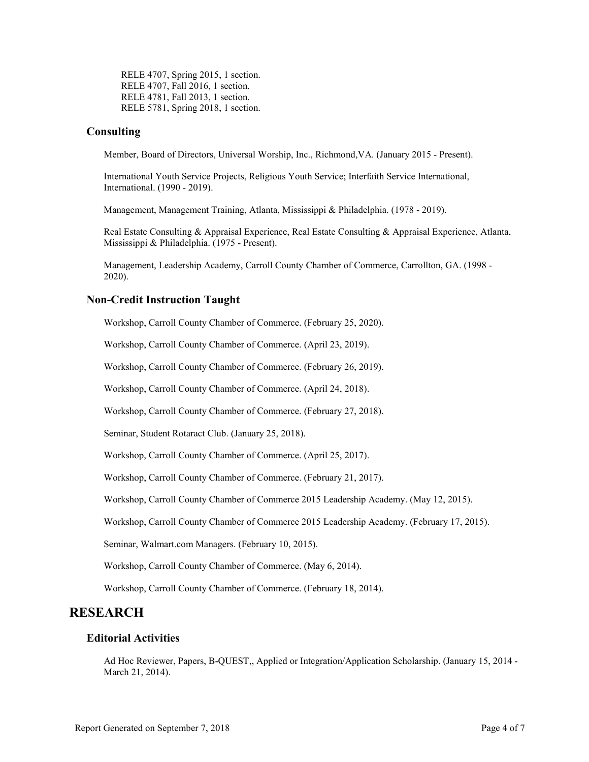RELE 4707, Spring 2015, 1 section.
RELE 4707, Fall 2016, 1 section.
RELE 4781, Fall 2013, 1 section.
RELE 5781, Spring 2018, 1 section.

### Consulting

Member, Board of Directors, Universal Worship, Inc., Richmond,VA. (January 2015 - Present).

International Youth Service Projects, Religious Youth Service; Interfaith Service International, International. (1990 - 2019).

Management, Management Training, Atlanta, Mississippi & Philadelphia. (1978 - 2019).

Real Estate Consulting & Appraisal Experience, Real Estate Consulting & Appraisal Experience, Atlanta, Mississippi & Philadelphia. (1975 - Present).

Management, Leadership Academy, Carroll County Chamber of Commerce, Carrollton, GA. (1998 - 2020).

### Non-Credit Instruction Taught

Workshop, Carroll County Chamber of Commerce. (February 25, 2020).

Workshop, Carroll County Chamber of Commerce. (April 23, 2019).

Workshop, Carroll County Chamber of Commerce. (February 26, 2019).

Workshop, Carroll County Chamber of Commerce. (April 24, 2018).

Workshop, Carroll County Chamber of Commerce. (February 27, 2018).

Seminar, Student Rotaract Club. (January 25, 2018).

Workshop, Carroll County Chamber of Commerce. (April 25, 2017).

Workshop, Carroll County Chamber of Commerce. (February 21, 2017).

Workshop, Carroll County Chamber of Commerce 2015 Leadership Academy. (May 12, 2015).

Workshop, Carroll County Chamber of Commerce 2015 Leadership Academy. (February 17, 2015).

Seminar, Walmart.com Managers. (February 10, 2015).

Workshop, Carroll County Chamber of Commerce. (May 6, 2014).

Workshop, Carroll County Chamber of Commerce. (February 18, 2014).

## RESEARCH

### Editorial Activities

Ad Hoc Reviewer, Papers, B-QUEST,, Applied or Integration/Application Scholarship. (January 15, 2014 - March 21, 2014).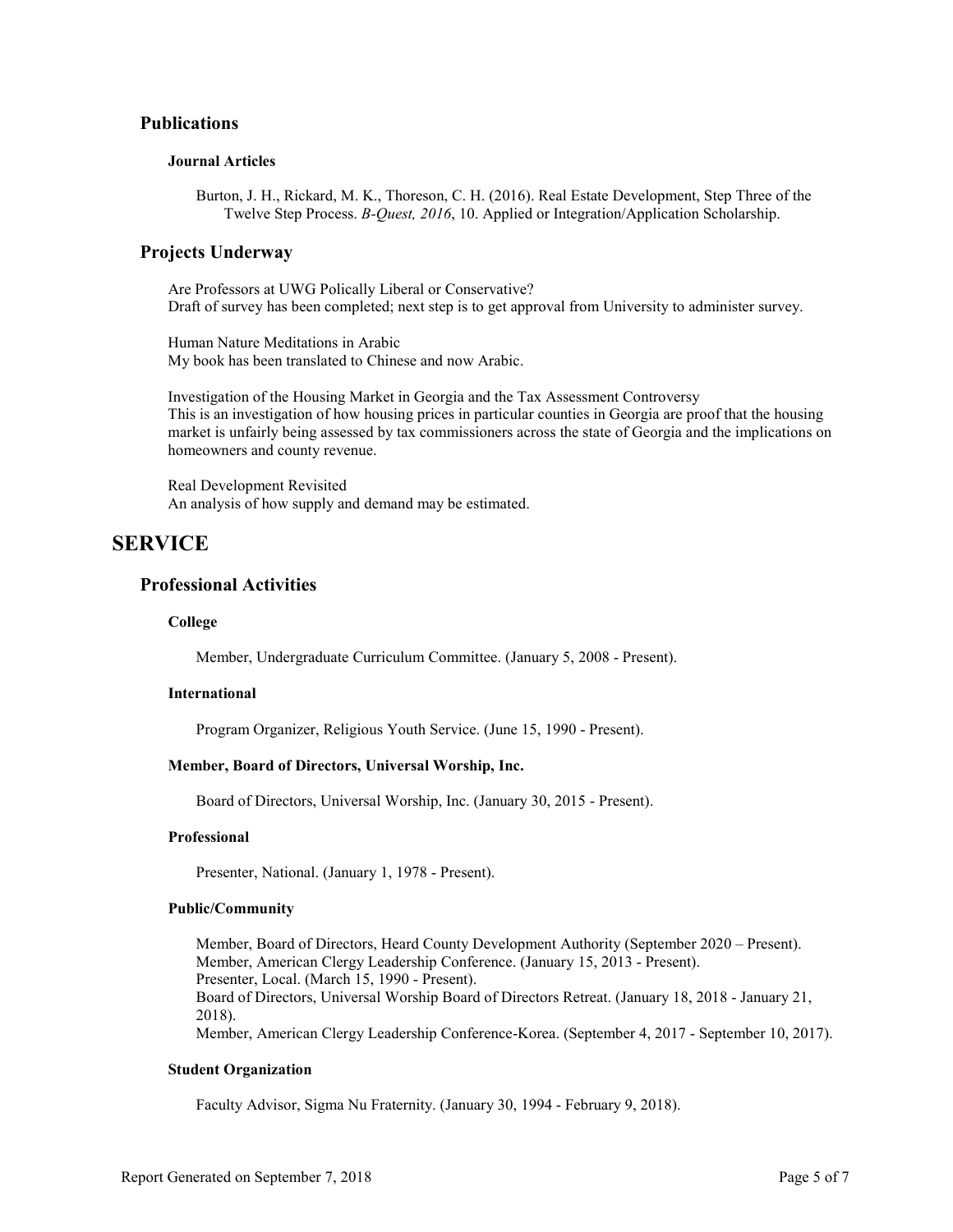## Publications

### Journal Articles

Burton, J. H., Rickard, M. K., Thoreson, C. H. (2016). Real Estate Development, Step Three of the Twelve Step Process. *B-Quest, 2016*, 10. Applied or Integration/Application Scholarship.

## Projects Underway

Are Professors at UWG Polically Liberal or Conservative?
Draft of survey has been completed; next step is to get approval from University to administer survey.

Human Nature Meditations in Arabic
My book has been translated to Chinese and now Arabic.

Investigation of the Housing Market in Georgia and the Tax Assessment Controversy
This is an investigation of how housing prices in particular counties in Georgia are proof that the housing market is unfairly being assessed by tax commissioners across the state of Georgia and the implications on homeowners and county revenue.

Real Development Revisited
An analysis of how supply and demand may be estimated.

# SERVICE

## Professional Activities

### College

Member, Undergraduate Curriculum Committee. (January 5, 2008 - Present).

### International

Program Organizer, Religious Youth Service. (June 15, 1990 - Present).

### Member, Board of Directors, Universal Worship, Inc.

Board of Directors, Universal Worship, Inc. (January 30, 2015 - Present).

### Professional

Presenter, National. (January 1, 1978 - Present).

### Public/Community

Member, Board of Directors, Heard County Development Authority (September 2020 – Present).
Member, American Clergy Leadership Conference. (January 15, 2013 - Present).
Presenter, Local. (March 15, 1990 - Present).
Board of Directors, Universal Worship Board of Directors Retreat. (January 18, 2018 - January 21, 2018).
Member, American Clergy Leadership Conference-Korea. (September 4, 2017 - September 10, 2017).

### Student Organization

Faculty Advisor, Sigma Nu Fraternity. (January 30, 1994 - February 9, 2018).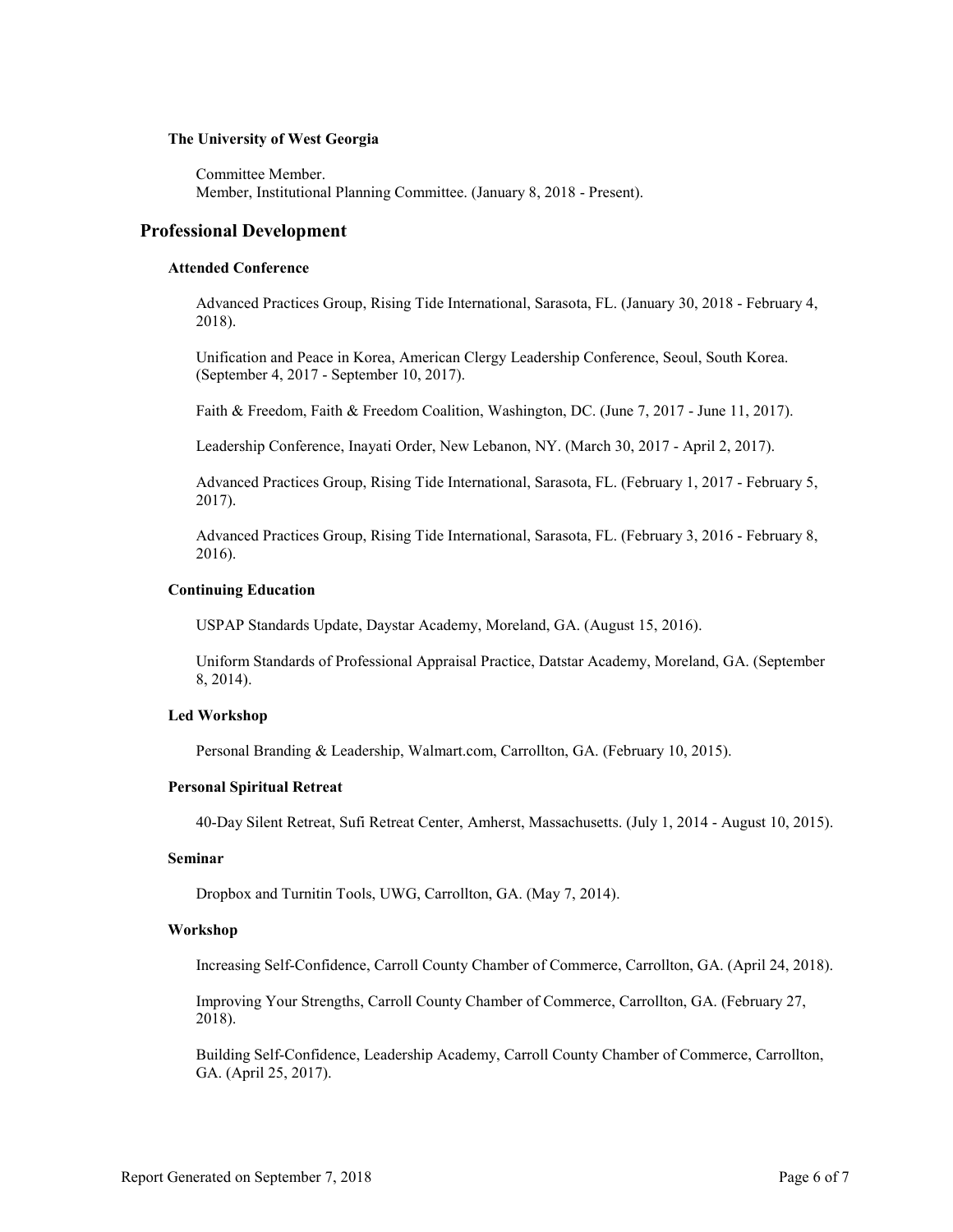#### The University of West Georgia

Committee Member.
Member, Institutional Planning Committee. (January 8, 2018 - Present).

## Professional Development

#### Attended Conference

Advanced Practices Group, Rising Tide International, Sarasota, FL. (January 30, 2018 - February 4, 2018).

Unification and Peace in Korea, American Clergy Leadership Conference, Seoul, South Korea. (September 4, 2017 - September 10, 2017).

Faith & Freedom, Faith & Freedom Coalition, Washington, DC. (June 7, 2017 - June 11, 2017).

Leadership Conference, Inayati Order, New Lebanon, NY. (March 30, 2017 - April 2, 2017).

Advanced Practices Group, Rising Tide International, Sarasota, FL. (February 1, 2017 - February 5, 2017).

Advanced Practices Group, Rising Tide International, Sarasota, FL. (February 3, 2016 - February 8, 2016).

#### Continuing Education

USPAP Standards Update, Daystar Academy, Moreland, GA. (August 15, 2016).

Uniform Standards of Professional Appraisal Practice, Datstar Academy, Moreland, GA. (September 8, 2014).

#### Led Workshop

Personal Branding & Leadership, Walmart.com, Carrollton, GA. (February 10, 2015).

#### Personal Spiritual Retreat

40-Day Silent Retreat, Sufi Retreat Center, Amherst, Massachusetts. (July 1, 2014 - August 10, 2015).

#### Seminar

Dropbox and Turnitin Tools, UWG, Carrollton, GA. (May 7, 2014).

#### Workshop

Increasing Self-Confidence, Carroll County Chamber of Commerce, Carrollton, GA. (April 24, 2018).

Improving Your Strengths, Carroll County Chamber of Commerce, Carrollton, GA. (February 27, 2018).

Building Self-Confidence, Leadership Academy, Carroll County Chamber of Commerce, Carrollton, GA. (April 25, 2017).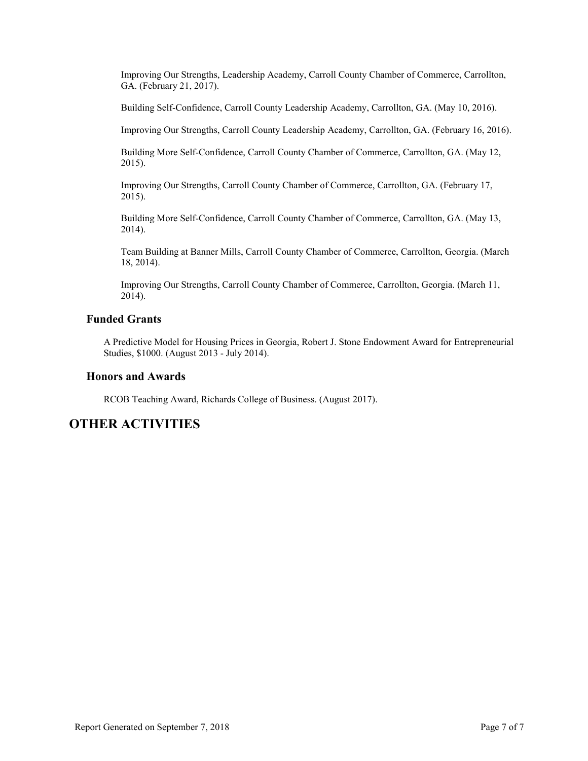Improving Our Strengths, Leadership Academy, Carroll County Chamber of Commerce, Carrollton, GA. (February 21, 2017).

Building Self-Confidence, Carroll County Leadership Academy, Carrollton, GA. (May 10, 2016).

Improving Our Strengths, Carroll County Leadership Academy, Carrollton, GA. (February 16, 2016).

Building More Self-Confidence, Carroll County Chamber of Commerce, Carrollton, GA. (May 12, 2015).

Improving Our Strengths, Carroll County Chamber of Commerce, Carrollton, GA. (February 17, 2015).

Building More Self-Confidence, Carroll County Chamber of Commerce, Carrollton, GA. (May 13, 2014).

Team Building at Banner Mills, Carroll County Chamber of Commerce, Carrollton, Georgia. (March 18, 2014).

Improving Our Strengths, Carroll County Chamber of Commerce, Carrollton, Georgia. (March 11, 2014).

### Funded Grants

A Predictive Model for Housing Prices in Georgia, Robert J. Stone Endowment Award for Entrepreneurial Studies, $1000. (August 2013 - July 2014).

### Honors and Awards

RCOB Teaching Award, Richards College of Business. (August 2017).

## OTHER ACTIVITIES